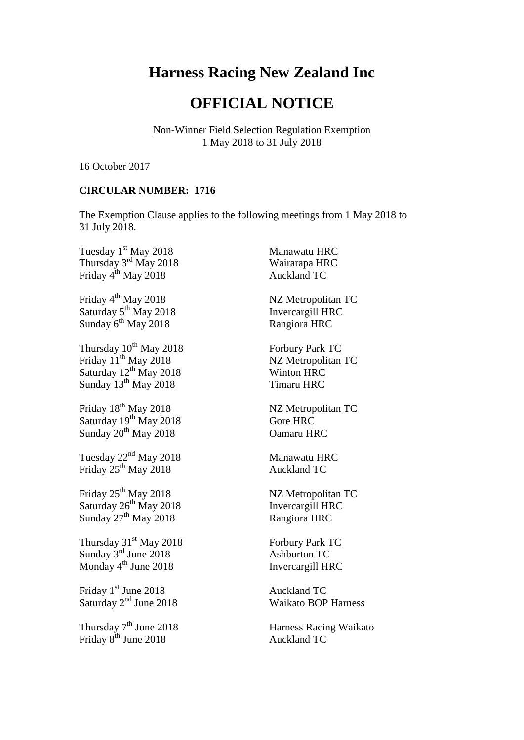# Harness Racing New Zealand Inc

# OFFICIAL NOTICE

Non-Winner Field Selection Regulation Exemption
1 May 2018 to 31 July 2018

16 October 2017

**CIRCULAR NUMBER: 1716**

The Exemption Clause applies to the following meetings from 1 May 2018 to 31 July 2018.

Tuesday 1st May 2018 — Manawatu HRC
Thursday 3rd May 2018 — Wairarapa HRC
Friday 4th May 2018 — Auckland TC

Friday 4th May 2018 — NZ Metropolitan TC
Saturday 5th May 2018 — Invercargill HRC
Sunday 6th May 2018 — Rangiora HRC

Thursday 10th May 2018 — Forbury Park TC
Friday 11th May 2018 — NZ Metropolitan TC
Saturday 12th May 2018 — Winton HRC
Sunday 13th May 2018 — Timaru HRC

Friday 18th May 2018 — NZ Metropolitan TC
Saturday 19th May 2018 — Gore HRC
Sunday 20th May 2018 — Oamaru HRC

Tuesday 22nd May 2018 — Manawatu HRC
Friday 25th May 2018 — Auckland TC

Friday 25th May 2018 — NZ Metropolitan TC
Saturday 26th May 2018 — Invercargill HRC
Sunday 27th May 2018 — Rangiora HRC

Thursday 31st May 2018 — Forbury Park TC
Sunday 3rd June 2018 — Ashburton TC
Monday 4th June 2018 — Invercargill HRC

Friday 1st June 2018 — Auckland TC
Saturday 2nd June 2018 — Waikato BOP Harness

Thursday 7th June 2018 — Harness Racing Waikato
Friday 8th June 2018 — Auckland TC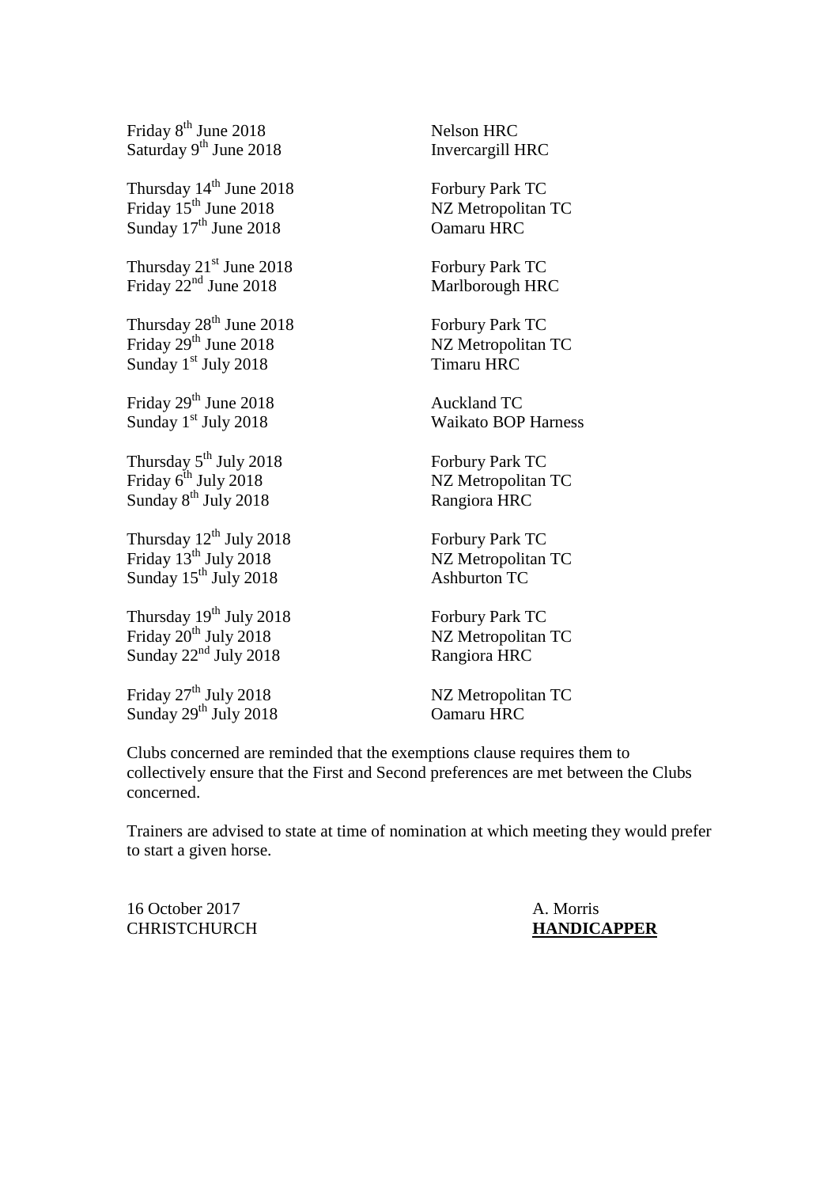| | |
|---|---|
| Friday 8th June 2018 | Nelson HRC |
| Saturday 9th June 2018 | Invercargill HRC |
| | |
| Thursday 14th June 2018 | Forbury Park TC |
| Friday 15th June 2018 | NZ Metropolitan TC |
| Sunday 17th June 2018 | Oamaru HRC |
| | |
| Thursday 21st June 2018 | Forbury Park TC |
| Friday 22nd June 2018 | Marlborough HRC |
| | |
| Thursday 28th June 2018 | Forbury Park TC |
| Friday 29th June 2018 | NZ Metropolitan TC |
| Sunday 1st July 2018 | Timaru HRC |
| | |
| Friday 29th June 2018 | Auckland TC |
| Sunday 1st July 2018 | Waikato BOP Harness |
| | |
| Thursday 5th July 2018 | Forbury Park TC |
| Friday 6th July 2018 | NZ Metropolitan TC |
| Sunday 8th July 2018 | Rangiora HRC |
| | |
| Thursday 12th July 2018 | Forbury Park TC |
| Friday 13th July 2018 | NZ Metropolitan TC |
| Sunday 15th July 2018 | Ashburton TC |
| | |
| Thursday 19th July 2018 | Forbury Park TC |
| Friday 20th July 2018 | NZ Metropolitan TC |
| Sunday 22nd July 2018 | Rangiora HRC |
| | |
| Friday 27th July 2018 | NZ Metropolitan TC |
| Sunday 29th July 2018 | Oamaru HRC |

Clubs concerned are reminded that the exemptions clause requires them to collectively ensure that the First and Second preferences are met between the Clubs concerned.

Trainers are advised to state at time of nomination at which meeting they would prefer to start a given horse.

16 October 2017
CHRISTCHURCH

A. Morris
**HANDICAPPER**